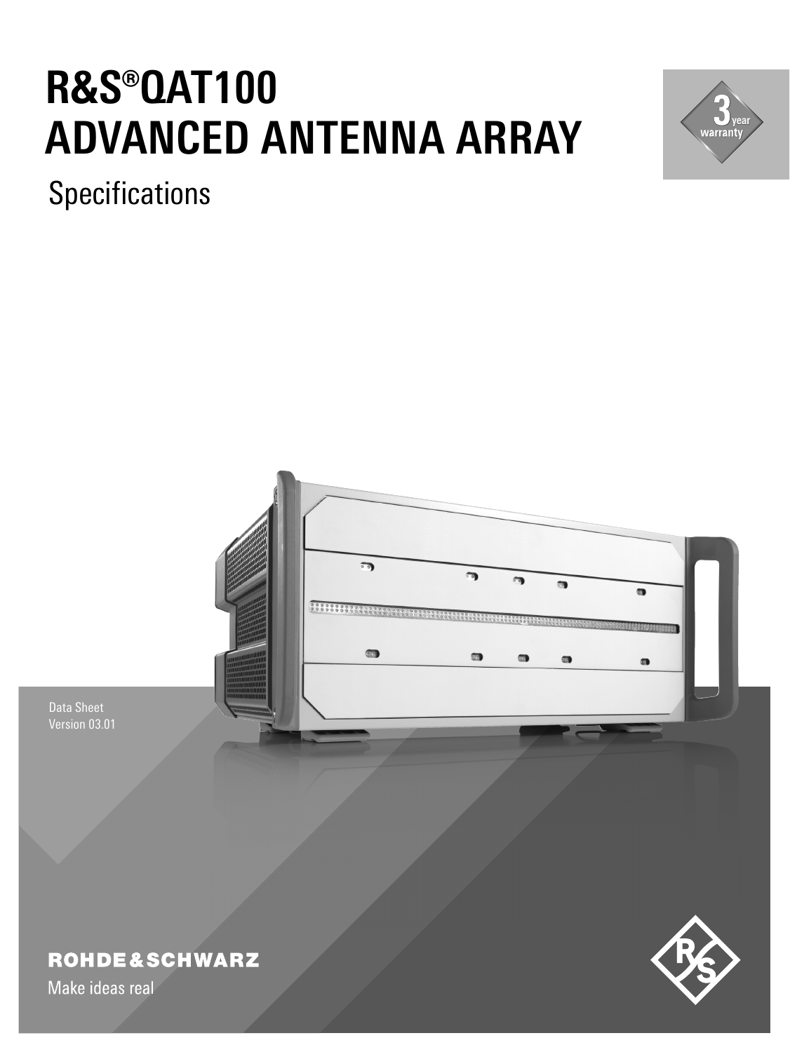# R&S®QAT100 ADVANCED ANTENNA ARRAY

Specifications

3 year warranty

Data Sheet
Version 03.01

ROHDE&SCHWARZ

Make ideas real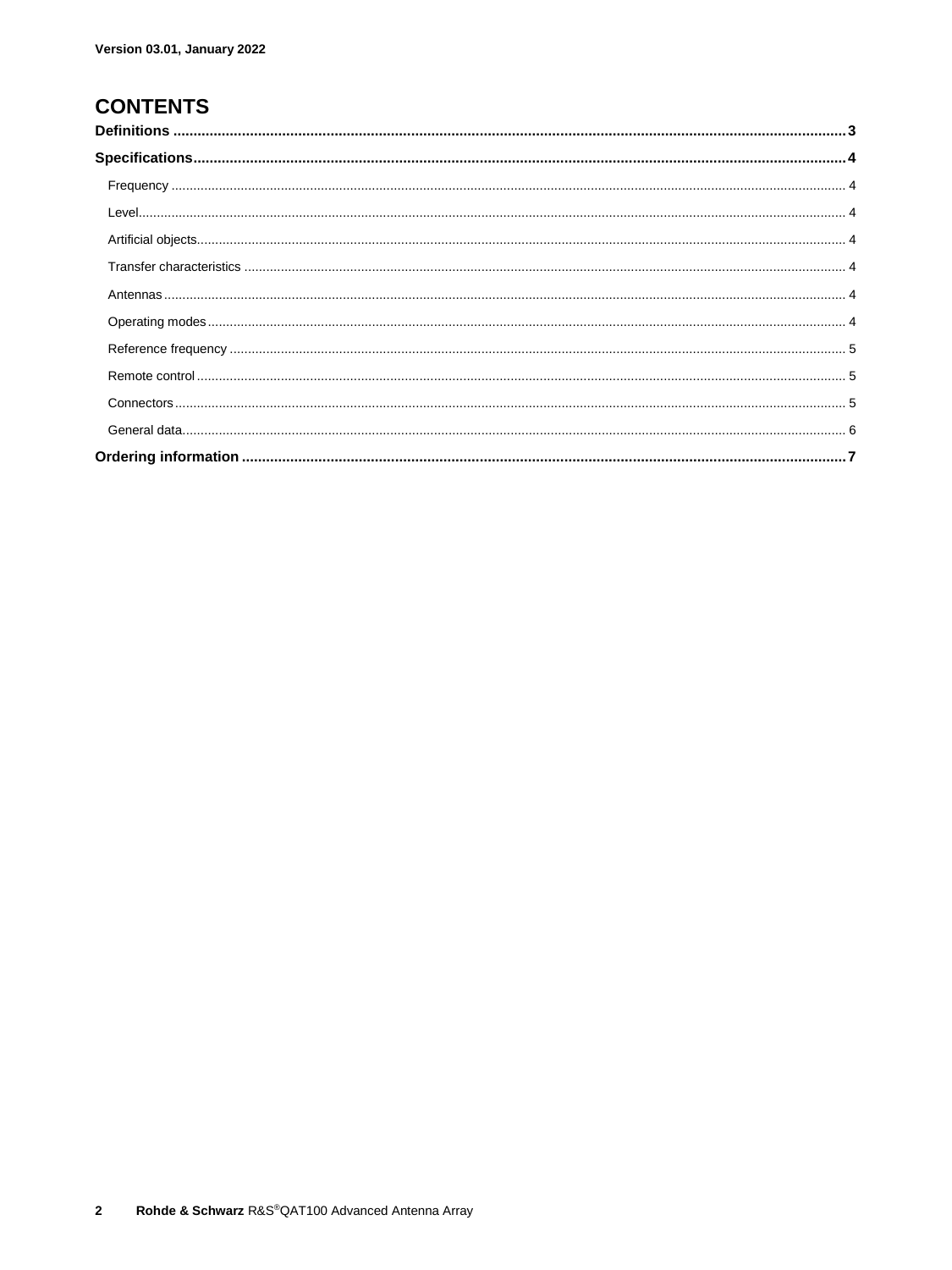Version 03.01, January 2022

# CONTENTS

**Definitions** ........................................................................................................................................................ **3**

**Specifications**...................................................................................................................................................... **4**

- Frequency ........................................................................................................................................................ 4
- Level................................................................................................................................................................ 4
- Artificial objects................................................................................................................................................ 4
- Transfer characteristics ................................................................................................................................... 4
- Antennas ......................................................................................................................................................... 4
- Operating modes ............................................................................................................................................. 4
- Reference frequency ....................................................................................................................................... 5
- Remote control ................................................................................................................................................ 5
- Connectors ...................................................................................................................................................... 5
- General data.................................................................................................................................................... 6

**Ordering information** ........................................................................................................................................ **7**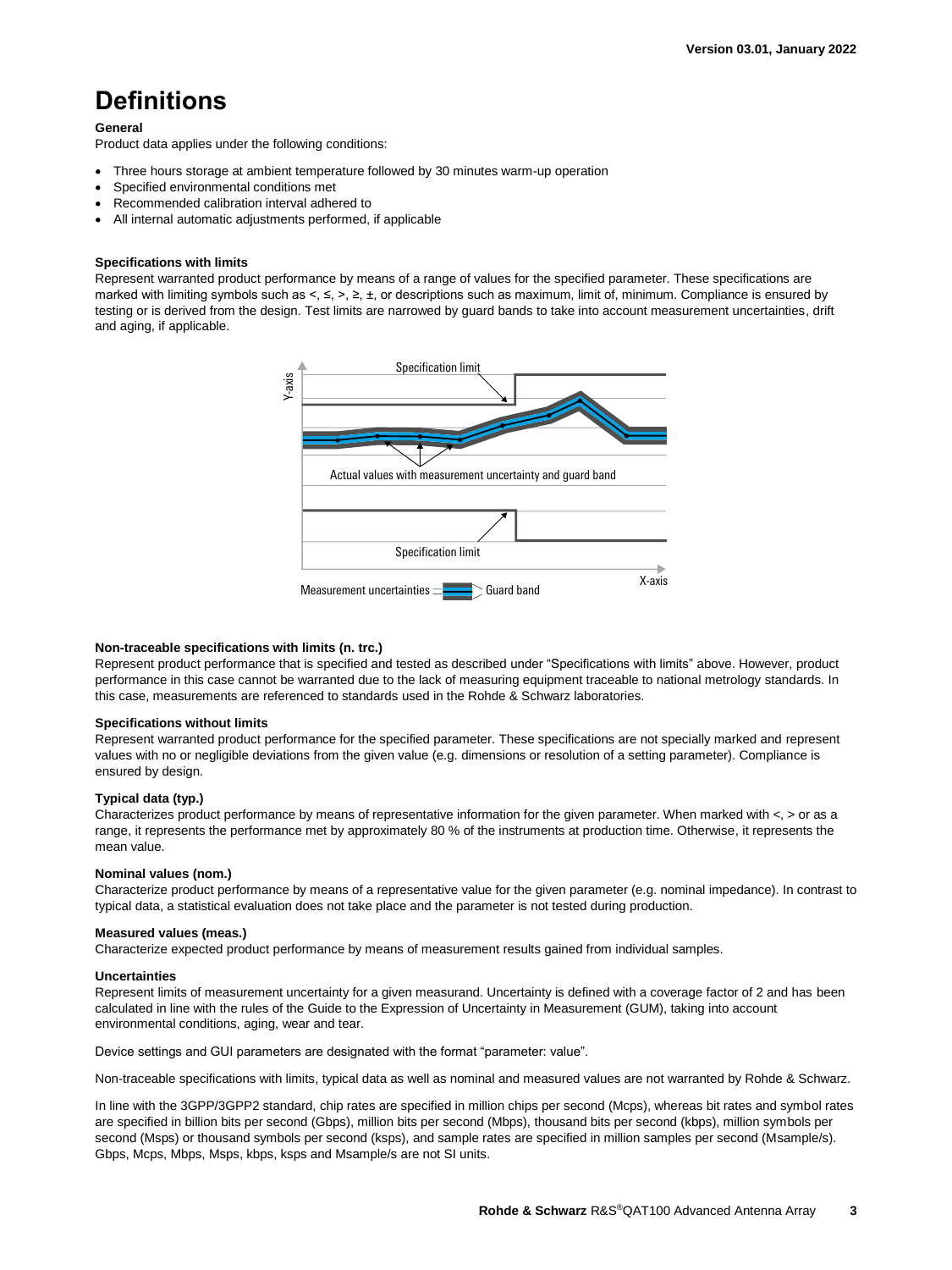# Definitions

**General**

Product data applies under the following conditions:

- Three hours storage at ambient temperature followed by 30 minutes warm-up operation
- Specified environmental conditions met
- Recommended calibration interval adhered to
- All internal automatic adjustments performed, if applicable

**Specifications with limits**

Represent warranted product performance by means of a range of values for the specified parameter. These specifications are marked with limiting symbols such as <, ≤, >, ≥, ±, or descriptions such as maximum, limit of, minimum. Compliance is ensured by testing or is derived from the design. Test limits are narrowed by guard bands to take into account measurement uncertainties, drift and aging, if applicable.

**Non-traceable specifications with limits (n. trc.)**

Represent product performance that is specified and tested as described under "Specifications with limits" above. However, product performance in this case cannot be warranted due to the lack of measuring equipment traceable to national metrology standards. In this case, measurements are referenced to standards used in the Rohde & Schwarz laboratories.

**Specifications without limits**

Represent warranted product performance for the specified parameter. These specifications are not specially marked and represent values with no or negligible deviations from the given value (e.g. dimensions or resolution of a setting parameter). Compliance is ensured by design.

**Typical data (typ.)**

Characterizes product performance by means of representative information for the given parameter. When marked with <, > or as a range, it represents the performance met by approximately 80 % of the instruments at production time. Otherwise, it represents the mean value.

**Nominal values (nom.)**

Characterize product performance by means of a representative value for the given parameter (e.g. nominal impedance). In contrast to typical data, a statistical evaluation does not take place and the parameter is not tested during production.

**Measured values (meas.)**

Characterize expected product performance by means of measurement results gained from individual samples.

**Uncertainties**

Represent limits of measurement uncertainty for a given measurand. Uncertainty is defined with a coverage factor of 2 and has been calculated in line with the rules of the Guide to the Expression of Uncertainty in Measurement (GUM), taking into account environmental conditions, aging, wear and tear.

Device settings and GUI parameters are designated with the format "parameter: value".

Non-traceable specifications with limits, typical data as well as nominal and measured values are not warranted by Rohde & Schwarz.

In line with the 3GPP/3GPP2 standard, chip rates are specified in million chips per second (Mcps), whereas bit rates and symbol rates are specified in billion bits per second (Gbps), million bits per second (Mbps), thousand bits per second (kbps), million symbols per second (Msps) or thousand symbols per second (ksps), and sample rates are specified in million samples per second (Msample/s). Gbps, Mcps, Mbps, Msps, kbps, ksps and Msample/s are not SI units.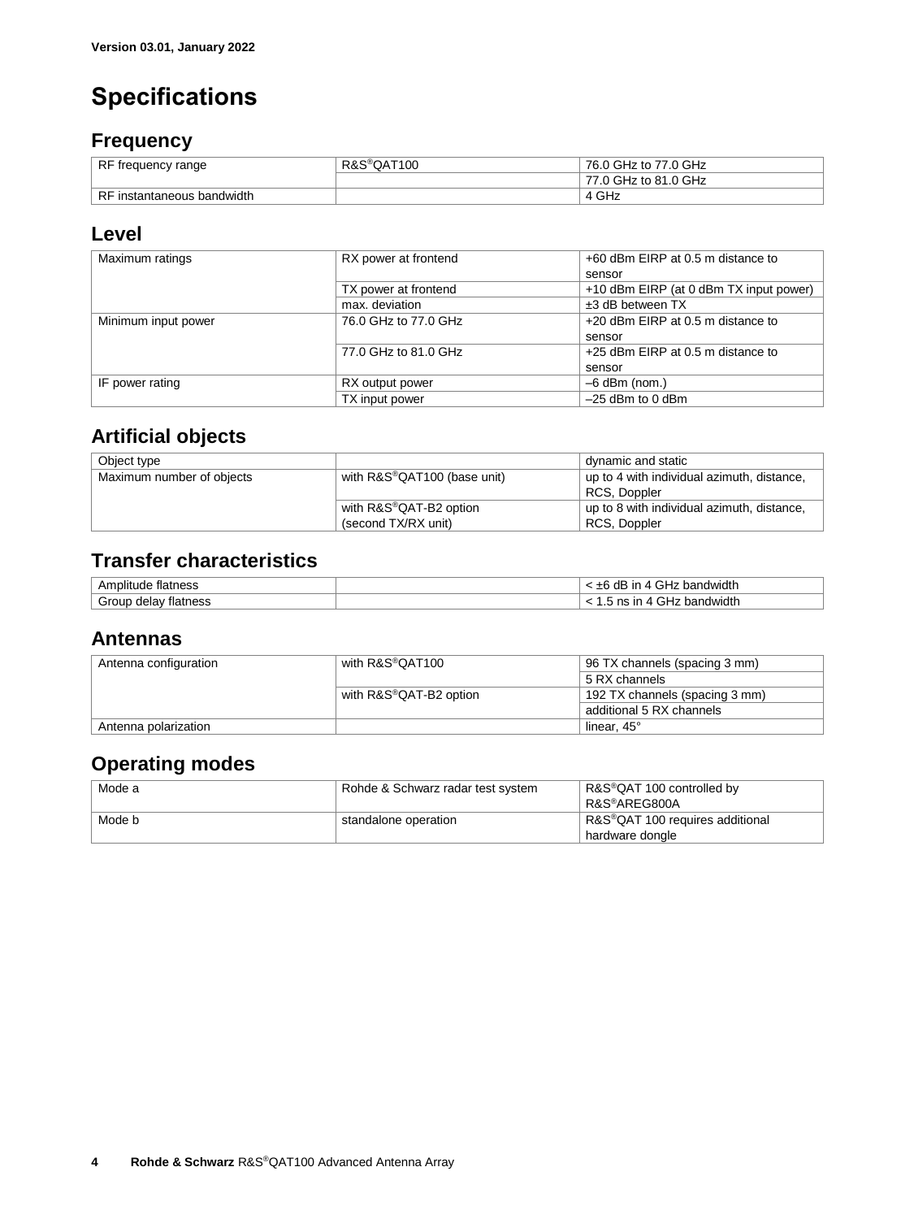**Version 03.01, January 2022**

# Specifications

## Frequency

| | | |
|---|---|---|
| RF frequency range | R&S®QAT100 | 76.0 GHz to 77.0 GHz |
| | | 77.0 GHz to 81.0 GHz |
| RF instantaneous bandwidth | | 4 GHz |

## Level

| | | |
|---|---|---|
| Maximum ratings | RX power at frontend | +60 dBm EIRP at 0.5 m distance to sensor |
| | TX power at frontend | +10 dBm EIRP (at 0 dBm TX input power) |
| | max. deviation | ±3 dB between TX |
| Minimum input power | 76.0 GHz to 77.0 GHz | +20 dBm EIRP at 0.5 m distance to sensor |
| | 77.0 GHz to 81.0 GHz | +25 dBm EIRP at 0.5 m distance to sensor |
| IF power rating | RX output power | –6 dBm (nom.) |
| | TX input power | –25 dBm to 0 dBm |

## Artificial objects

| | | |
|---|---|---|
| Object type | | dynamic and static |
| Maximum number of objects | with R&S®QAT100 (base unit) | up to 4 with individual azimuth, distance, RCS, Doppler |
| | with R&S®QAT-B2 option (second TX/RX unit) | up to 8 with individual azimuth, distance, RCS, Doppler |

## Transfer characteristics

| | | |
|---|---|---|
| Amplitude flatness | | < ±6 dB in 4 GHz bandwidth |
| Group delay flatness | | < 1.5 ns in 4 GHz bandwidth |

## Antennas

| | | |
|---|---|---|
| Antenna configuration | with R&S®QAT100 | 96 TX channels (spacing 3 mm) |
| | | 5 RX channels |
| | with R&S®QAT-B2 option | 192 TX channels (spacing 3 mm) |
| | | additional 5 RX channels |
| Antenna polarization | | linear, 45° |

## Operating modes

| | | |
|---|---|---|
| Mode a | Rohde & Schwarz radar test system | R&S®QAT 100 controlled by R&S®AREG800A |
| Mode b | standalone operation | R&S®QAT 100 requires additional hardware dongle |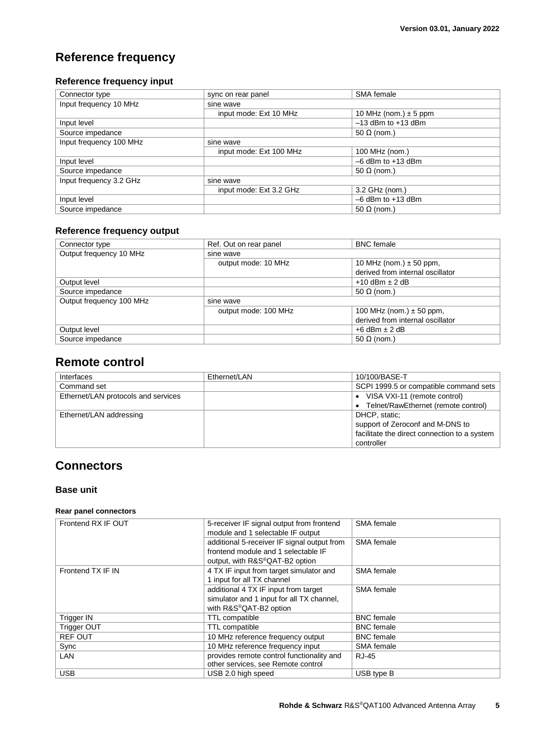# Reference frequency

## Reference frequency input

| Connector type | sync on rear panel | SMA female |
|---|---|---|
| Input frequency 10 MHz | sine wave | |
| | input mode: Ext 10 MHz | 10 MHz (nom.) ± 5 ppm |
| Input level | | –13 dBm to +13 dBm |
| Source impedance | | 50 Ω (nom.) |
| Input frequency 100 MHz | sine wave | |
| | input mode: Ext 100 MHz | 100 MHz (nom.) |
| Input level | | –6 dBm to +13 dBm |
| Source impedance | | 50 Ω (nom.) |
| Input frequency 3.2 GHz | sine wave | |
| | input mode: Ext 3.2 GHz | 3.2 GHz (nom.) |
| Input level | | –6 dBm to +13 dBm |
| Source impedance | | 50 Ω (nom.) |

## Reference frequency output

| Connector type | Ref. Out on rear panel | BNC female |
|---|---|---|
| Output frequency 10 MHz | sine wave | |
| | output mode: 10 MHz | 10 MHz (nom.) ± 50 ppm, derived from internal oscillator |
| Output level | | +10 dBm ± 2 dB |
| Source impedance | | 50 Ω (nom.) |
| Output frequency 100 MHz | sine wave | |
| | output mode: 100 MHz | 100 MHz (nom.) ± 50 ppm, derived from internal oscillator |
| Output level | | +6 dBm ± 2 dB |
| Source impedance | | 50 Ω (nom.) |

# Remote control

| Interfaces | Ethernet/LAN | 10/100/BASE-T |
|---|---|---|
| Command set | | SCPI 1999.5 or compatible command sets |
| Ethernet/LAN protocols and services | | • VISA VXI-11 (remote control)<br>• Telnet/RawEthernet (remote control) |
| Ethernet/LAN addressing | | DHCP, static; support of Zeroconf and M-DNS to facilitate the direct connection to a system controller |

# Connectors

## Base unit

#### Rear panel connectors

| Frontend RX IF OUT | 5-receiver IF signal output from frontend module and 1 selectable IF output | SMA female |
|---|---|---|
| | additional 5-receiver IF signal output from frontend module and 1 selectable IF output, with R&S®QAT-B2 option | SMA female |
| Frontend TX IF IN | 4 TX IF input from target simulator and 1 input for all TX channel | SMA female |
| | additional 4 TX IF input from target simulator and 1 input for all TX channel, with R&S®QAT-B2 option | SMA female |
| Trigger IN | TTL compatible | BNC female |
| Trigger OUT | TTL compatible | BNC female |
| REF OUT | 10 MHz reference frequency output | BNC female |
| Sync | 10 MHz reference frequency input | SMA female |
| LAN | provides remote control functionality and other services, see Remote control | RJ-45 |
| USB | USB 2.0 high speed | USB type B |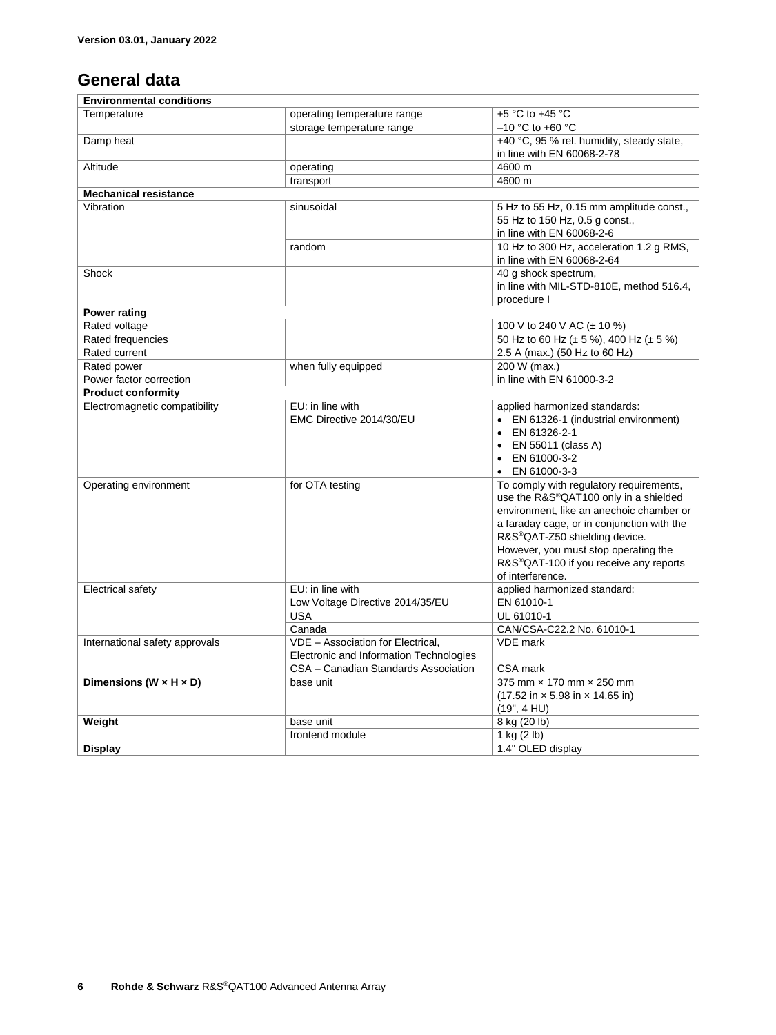Version 03.01, January 2022

## General data

| Environmental conditions | | |
|---|---|---|
| Temperature | operating temperature range | +5 °C to +45 °C |
| | storage temperature range | –10 °C to +60 °C |
| Damp heat | | +40 °C, 95 % rel. humidity, steady state, in line with EN 60068-2-78 |
| Altitude | operating | 4600 m |
| | transport | 4600 m |
| **Mechanical resistance** | | |
| Vibration | sinusoidal | 5 Hz to 55 Hz, 0.15 mm amplitude const., 55 Hz to 150 Hz, 0.5 g const., in line with EN 60068-2-6 |
| | random | 10 Hz to 300 Hz, acceleration 1.2 g RMS, in line with EN 60068-2-64 |
| Shock | | 40 g shock spectrum, in line with MIL-STD-810E, method 516.4, procedure I |
| **Power rating** | | |
| Rated voltage | | 100 V to 240 V AC (± 10 %) |
| Rated frequencies | | 50 Hz to 60 Hz (± 5 %), 400 Hz (± 5 %) |
| Rated current | | 2.5 A (max.) (50 Hz to 60 Hz) |
| Rated power | when fully equipped | 200 W (max.) |
| Power factor correction | | in line with EN 61000-3-2 |
| **Product conformity** | | |
| Electromagnetic compatibility | EU: in line with EMC Directive 2014/30/EU | applied harmonized standards: • EN 61326-1 (industrial environment) • EN 61326-2-1 • EN 55011 (class A) • EN 61000-3-2 • EN 61000-3-3 |
| Operating environment | for OTA testing | To comply with regulatory requirements, use the R&S®QAT100 only in a shielded environment, like an anechoic chamber or a faraday cage, or in conjunction with the R&S®QAT-Z50 shielding device. However, you must stop operating the R&S®QAT-100 if you receive any reports of interference. |
| Electrical safety | EU: in line with Low Voltage Directive 2014/35/EU | applied harmonized standard: EN 61010-1 |
| | USA | UL 61010-1 |
| | Canada | CAN/CSA-C22.2 No. 61010-1 |
| International safety approvals | VDE – Association for Electrical, Electronic and Information Technologies | VDE mark |
| | CSA – Canadian Standards Association | CSA mark |
| **Dimensions (W × H × D)** | base unit | 375 mm × 170 mm × 250 mm (17.52 in × 5.98 in × 14.65 in) (19", 4 HU) |
| **Weight** | base unit | 8 kg (20 lb) |
| | frontend module | 1 kg (2 lb) |
| **Display** | | 1.4" OLED display |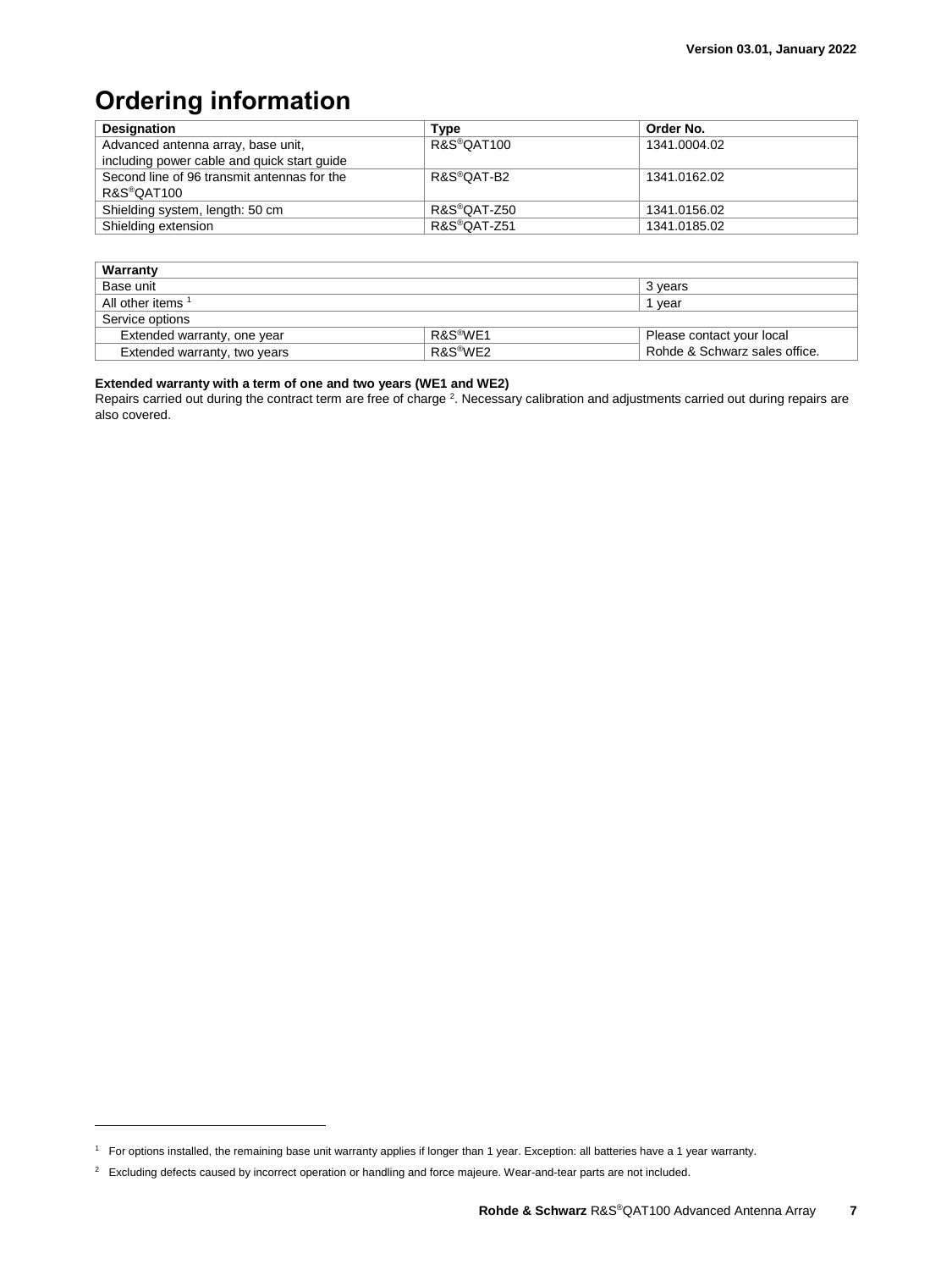# Ordering information

| Designation | Type | Order No. |
|---|---|---|
| Advanced antenna array, base unit, including power cable and quick start guide | R&S®QAT100 | 1341.0004.02 |
| Second line of 96 transmit antennas for the R&S®QAT100 | R&S®QAT-B2 | 1341.0162.02 |
| Shielding system, length: 50 cm | R&S®QAT-Z50 | 1341.0156.02 |
| Shielding extension | R&S®QAT-Z51 | 1341.0185.02 |

| Warranty | | |
|---|---|---|
| Base unit | | 3 years |
| All other items [1] | | 1 year |
| Service options | | |
| Extended warranty, one year | R&S®WE1 | Please contact your local Rohde & Schwarz sales office. |
| Extended warranty, two years | R&S®WE2 | |

**Extended warranty with a term of one and two years (WE1 and WE2)**

Repairs carried out during the contract term are free of charge [2]. Necessary calibration and adjustments carried out during repairs are also covered.

---

[1] For options installed, the remaining base unit warranty applies if longer than 1 year. Exception: all batteries have a 1 year warranty.

[2] Excluding defects caused by incorrect operation or handling and force majeure. Wear-and-tear parts are not included.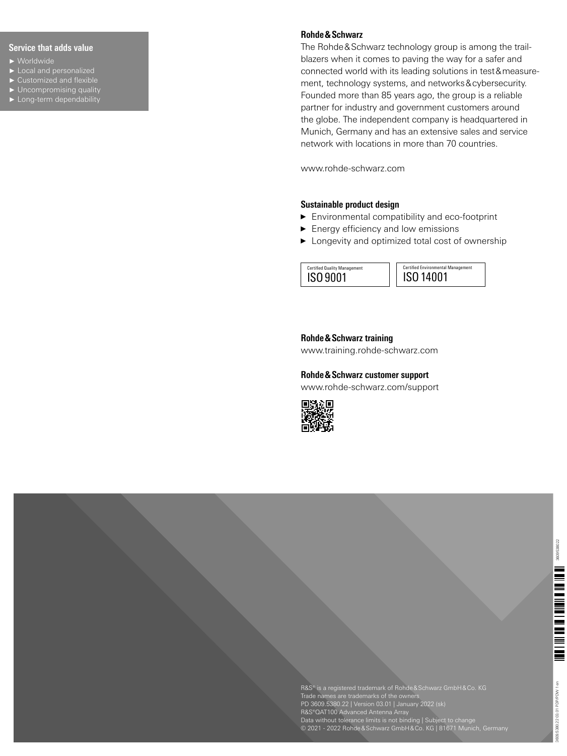### Service that adds value

- ► Worldwide
- ► Local and personalized
- ► Customized and flexible
- ► Uncompromising quality
- ► Long-term dependability

### Rohde & Schwarz

The Rohde & Schwarz technology group is among the trail-blazers when it comes to paving the way for a safer and connected world with its leading solutions in test & measurement, technology systems, and networks & cybersecurity. Founded more than 85 years ago, the group is a reliable partner for industry and government customers around the globe. The independent company is headquartered in Munich, Germany and has an extensive sales and service network with locations in more than 70 countries.

www.rohde-schwarz.com

### Sustainable product design

- ► Environmental compatibility and eco-footprint
- ► Energy efficiency and low emissions
- ► Longevity and optimized total cost of ownership

Certified Quality Management
ISO 9001

Certified Environmental Management
ISO 14001

### Rohde & Schwarz training

www.training.rohde-schwarz.com

### Rohde & Schwarz customer support

www.rohde-schwarz.com/support

R&S® is a registered trademark of Rohde & Schwarz GmbH & Co. KG
Trade names are trademarks of the owners
PD 3609.5380.22 | Version 03.01 | January 2022 (sk)
R&S®QAT100 Advanced Antenna Array
Data without tolerance limits is not binding | Subject to change
© 2021 - 2022 Rohde & Schwarz GmbH & Co. KG | 81671 Munich, Germany

3609538022

3609.5380.22 03.01 PDP/PDW 1 en